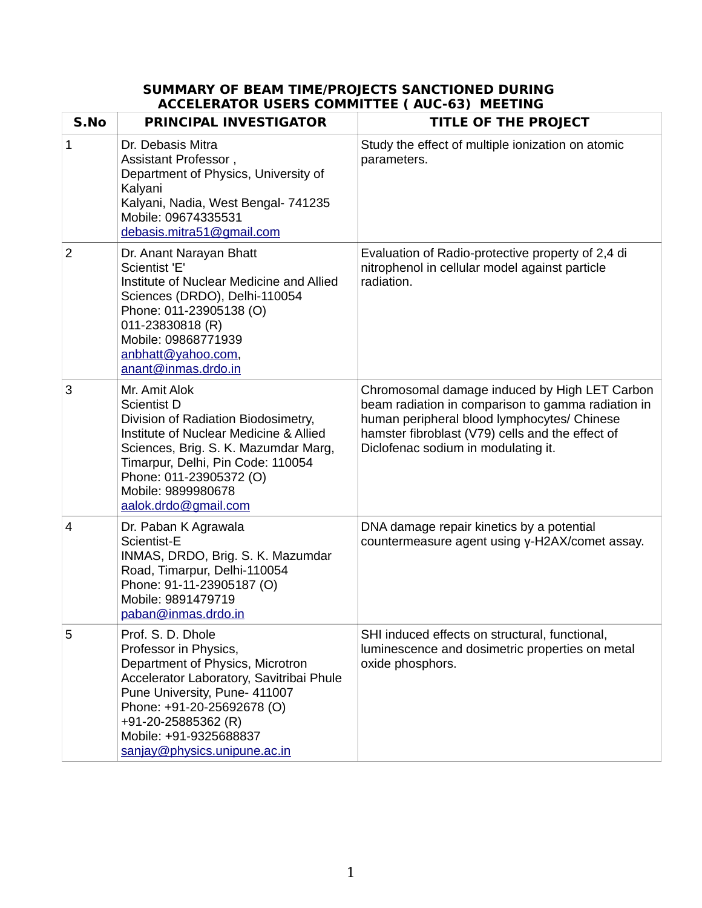# SUMMARY OF BEAM TIME/PROJECTS SANCTIONED DURING ACCELERATOR USERS COMMITTEE ( AUC-63) MEETING

| S.No | PRINCIPAL INVESTIGATOR | TITLE OF THE PROJECT |
|---|---|---|
| 1 | Dr. Debasis Mitra<br>Assistant Professor ,<br>Department of Physics, University of Kalyani<br>Kalyani, Nadia, West Bengal- 741235<br>Mobile: 09674335531<br>debasis.mitra51@gmail.com | Study the effect of multiple ionization on atomic parameters. |
| 2 | Dr. Anant Narayan Bhatt<br>Scientist 'E'<br>Institute of Nuclear Medicine and Allied Sciences (DRDO), Delhi-110054<br>Phone: 011-23905138 (O)<br>011-23830818 (R)<br>Mobile: 09868771939<br>anbhatt@yahoo.com,<br>anant@inmas.drdo.in | Evaluation of Radio-protective property of 2,4 di nitrophenol in cellular model against particle radiation. |
| 3 | Mr. Amit Alok<br>Scientist D<br>Division of Radiation Biodosimetry, Institute of Nuclear Medicine & Allied Sciences, Brig. S. K. Mazumdar Marg, Timarpur, Delhi, Pin Code: 110054<br>Phone: 011-23905372 (O)<br>Mobile: 9899980678<br>aalok.drdo@gmail.com | Chromosomal damage induced by High LET Carbon beam radiation in comparison to gamma radiation in human peripheral blood lymphocytes/ Chinese hamster fibroblast (V79) cells and the effect of Diclofenac sodium in modulating it. |
| 4 | Dr. Paban K Agrawala<br>Scientist-E<br>INMAS, DRDO, Brig. S. K. Mazumdar Road, Timarpur, Delhi-110054<br>Phone: 91-11-23905187 (O)<br>Mobile: 9891479719<br>paban@inmas.drdo.in | DNA damage repair kinetics by a potential countermeasure agent using γ-H2AX/comet assay. |
| 5 | Prof. S. D. Dhole<br>Professor in Physics,<br>Department of Physics, Microtron Accelerator Laboratory, Savitribai Phule Pune University, Pune- 411007<br>Phone: +91-20-25692678 (O)<br>+91-20-25885362 (R)<br>Mobile: +91-9325688837<br>sanjay@physics.unipune.ac.in | SHI induced effects on structural, functional, luminescence and dosimetric properties on metal oxide phosphors. |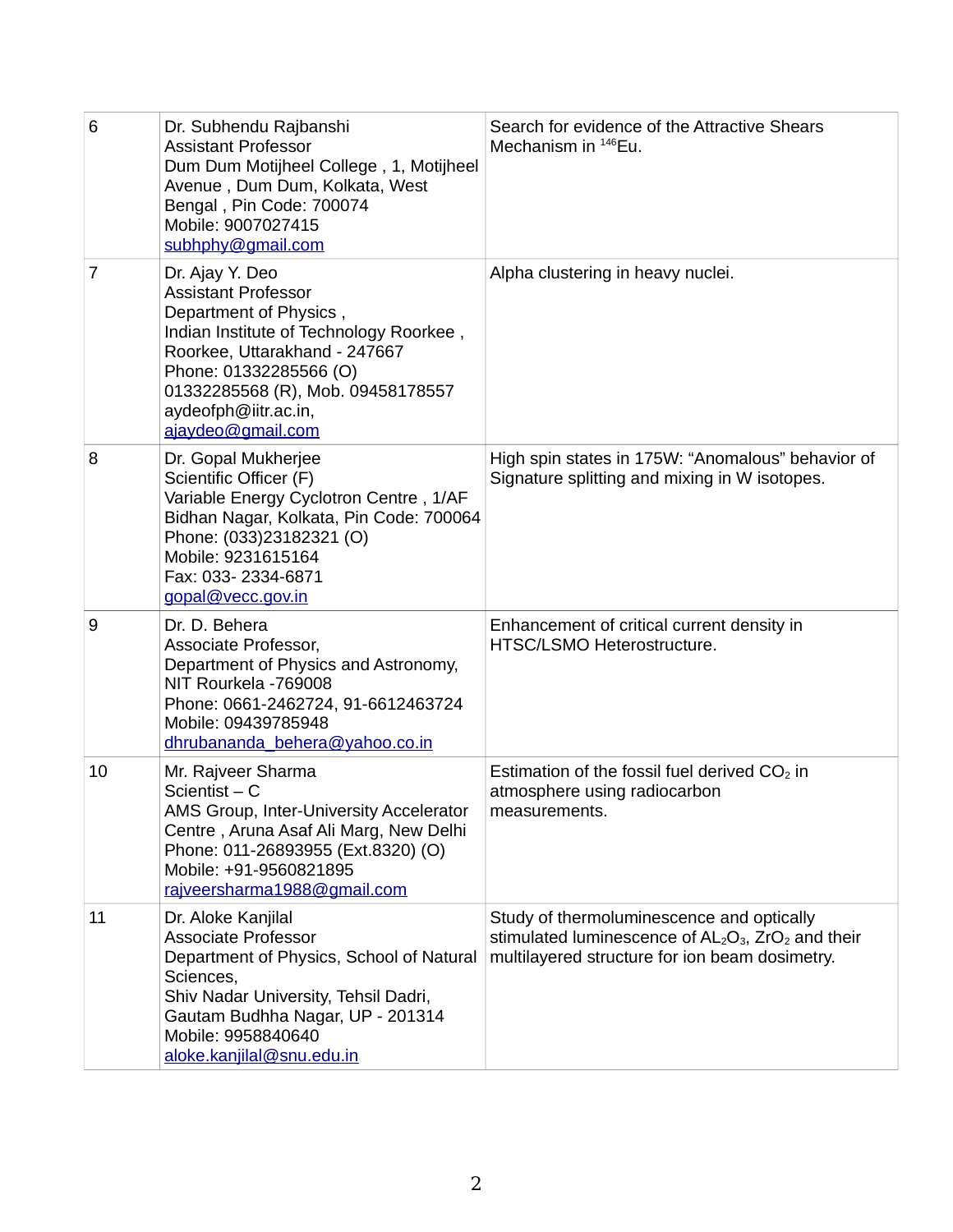| 6 | Dr. Subhendu Rajbanshi<br>Assistant Professor<br>Dum Dum Motijheel College , 1, Motijheel Avenue , Dum Dum, Kolkata, West Bengal , Pin Code: 700074<br>Mobile: 9007027415<br>subhphy@gmail.com | Search for evidence of the Attractive Shears Mechanism in $^{146}$Eu. |
|---|---|---|
| 7 | Dr. Ajay Y. Deo<br>Assistant Professor<br>Department of Physics ,<br>Indian Institute of Technology Roorkee , Roorkee, Uttarakhand - 247667<br>Phone: 01332285566 (O)<br>01332285568 (R), Mob. 09458178557<br>aydeofph@iitr.ac.in,<br>ajaydeo@gmail.com | Alpha clustering in heavy nuclei. |
| 8 | Dr. Gopal Mukherjee<br>Scientific Officer (F)<br>Variable Energy Cyclotron Centre , 1/AF Bidhan Nagar, Kolkata, Pin Code: 700064<br>Phone: (033)23182321 (O)<br>Mobile: 9231615164<br>Fax: 033- 2334-6871<br>gopal@vecc.gov.in | High spin states in 175W: “Anomalous” behavior of Signature splitting and mixing in W isotopes. |
| 9 | Dr. D. Behera<br>Associate Professor,<br>Department of Physics and Astronomy, NIT Rourkela -769008<br>Phone: 0661-2462724, 91-6612463724<br>Mobile: 09439785948<br>dhrubananda_behera@yahoo.co.in | Enhancement of critical current density in HTSC/LSMO Heterostructure. |
| 10 | Mr. Rajveer Sharma<br>Scientist – C<br>AMS Group, Inter-University Accelerator Centre , Aruna Asaf Ali Marg, New Delhi<br>Phone: 011-26893955 (Ext.8320) (O)<br>Mobile: +91-9560821895<br>rajveersharma1988@gmail.com | Estimation of the fossil fuel derived $CO_2$ in atmosphere using radiocarbon measurements. |
| 11 | Dr. Aloke Kanjilal<br>Associate Professor<br>Department of Physics, School of Natural Sciences,<br>Shiv Nadar University, Tehsil Dadri, Gautam Budhha Nagar, UP - 201314<br>Mobile: 9958840640<br>aloke.kanjilal@snu.edu.in | Study of thermoluminescence and optically stimulated luminescence of $AL_2O_3$, $ZrO_2$ and their multilayered structure for ion beam dosimetry. |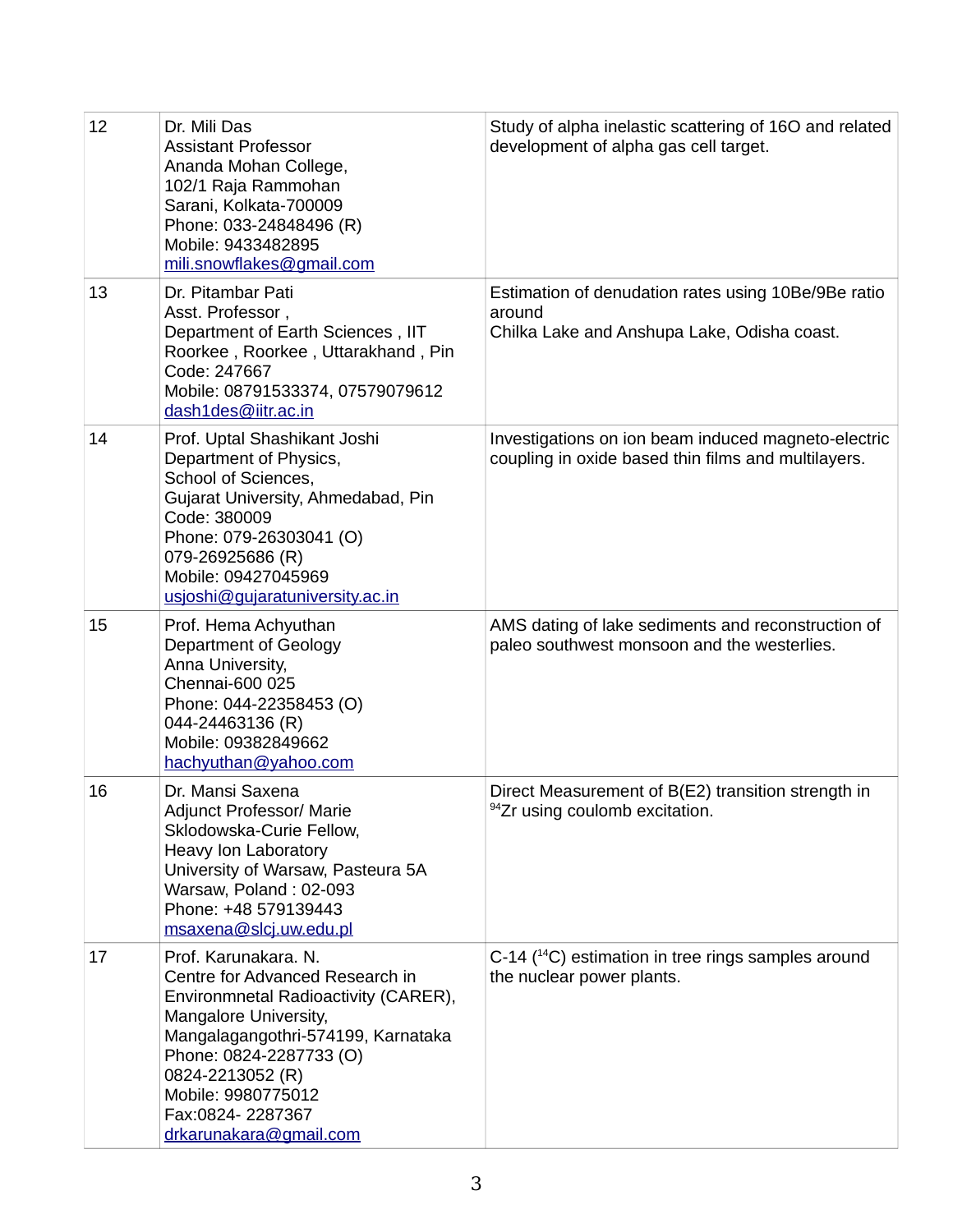| | | |
|---|---|---|
| 12 | Dr. Mili Das<br>Assistant Professor<br>Ananda Mohan College,<br>102/1 Raja Rammohan<br>Sarani, Kolkata-700009<br>Phone: 033-24848496 (R)<br>Mobile: 9433482895<br>mili.snowflakes@gmail.com | Study of alpha inelastic scattering of 16O and related development of alpha gas cell target. |
| 13 | Dr. Pitambar Pati<br>Asst. Professor ,<br>Department of Earth Sciences , IIT Roorkee , Roorkee , Uttarakhand , Pin Code: 247667<br>Mobile: 08791533374, 07579079612<br>dash1des@iitr.ac.in | Estimation of denudation rates using 10Be/9Be ratio around<br>Chilka Lake and Anshupa Lake, Odisha coast. |
| 14 | Prof. Uptal Shashikant Joshi<br>Department of Physics,<br>School of Sciences,<br>Gujarat University, Ahmedabad, Pin Code: 380009<br>Phone: 079-26303041 (O)<br>079-26925686 (R)<br>Mobile: 09427045969<br>usjoshi@gujaratuniversity.ac.in | Investigations on ion beam induced magneto-electric coupling in oxide based thin films and multilayers. |
| 15 | Prof. Hema Achyuthan<br>Department of Geology<br>Anna University,<br>Chennai-600 025<br>Phone: 044-22358453 (O)<br>044-24463136 (R)<br>Mobile: 09382849662<br>hachyuthan@yahoo.com | AMS dating of lake sediments and reconstruction of paleo southwest monsoon and the westerlies. |
| 16 | Dr. Mansi Saxena<br>Adjunct Professor/ Marie Sklodowska-Curie Fellow,<br>Heavy Ion Laboratory<br>University of Warsaw, Pasteura 5A<br>Warsaw, Poland : 02-093<br>Phone: +48 579139443<br>msaxena@slcj.uw.edu.pl | Direct Measurement of B(E2) transition strength in $^{94}$Zr using coulomb excitation. |
| 17 | Prof. Karunakara. N.<br>Centre for Advanced Research in Environmnetal Radioactivity (CARER),<br>Mangalore University,<br>Mangalagangothri-574199, Karnataka<br>Phone: 0824-2287733 (O)<br>0824-2213052 (R)<br>Mobile: 9980775012<br>Fax:0824- 2287367<br>drkarunakara@gmail.com | C-14 ($^{14}$C) estimation in tree rings samples around the nuclear power plants. |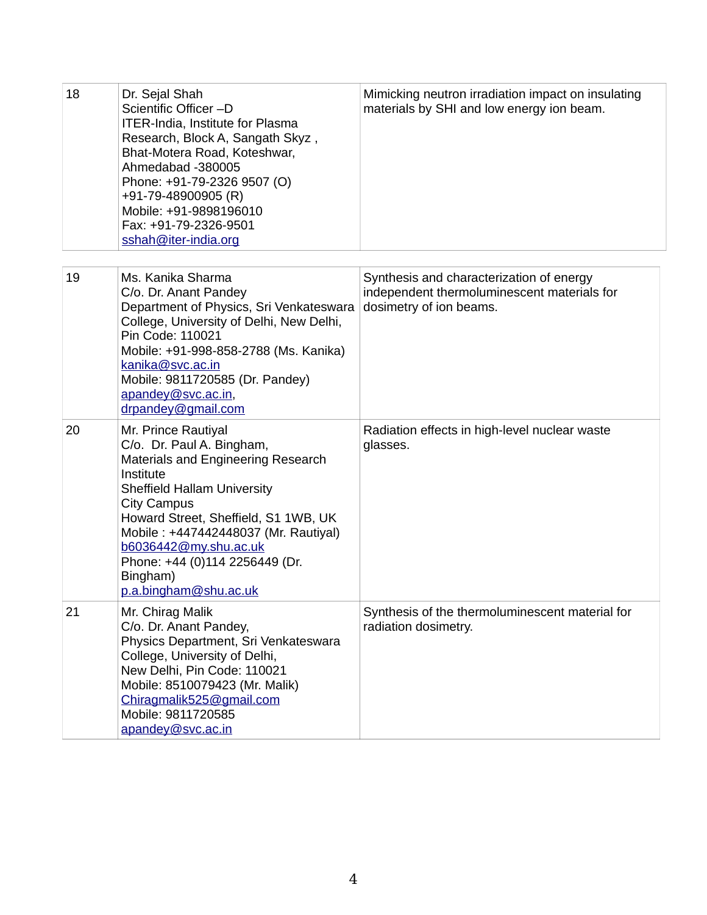| | | |
|---|---|---|
| 18 | Dr. Sejal Shah<br>Scientific Officer –D<br>ITER-India, Institute for Plasma Research, Block A, Sangath Skyz , Bhat-Motera Road, Koteshwar, Ahmedabad -380005<br>Phone: +91-79-2326 9507 (O)<br>+91-79-48900905 (R)<br>Mobile: +91-9898196010<br>Fax: +91-79-2326-9501<br>sshah@iter-india.org | Mimicking neutron irradiation impact on insulating materials by SHI and low energy ion beam. |

| | | |
|---|---|---|
| 19 | Ms. Kanika Sharma<br>C/o. Dr. Anant Pandey<br>Department of Physics, Sri Venkateswara College, University of Delhi, New Delhi, Pin Code: 110021<br>Mobile: +91-998-858-2788 (Ms. Kanika)<br>kanika@svc.ac.in<br>Mobile: 9811720585 (Dr. Pandey)<br>apandey@svc.ac.in,<br>drpandey@gmail.com | Synthesis and characterization of energy independent thermoluminescent materials for dosimetry of ion beams. |
| 20 | Mr. Prince Rautiyal<br>C/o. Dr. Paul A. Bingham,<br>Materials and Engineering Research Institute<br>Sheffield Hallam University<br>City Campus<br>Howard Street, Sheffield, S1 1WB, UK<br>Mobile : +447442448037 (Mr. Rautiyal)<br>b6036442@my.shu.ac.uk<br>Phone: +44 (0)114 2256449 (Dr. Bingham)<br>p.a.bingham@shu.ac.uk | Radiation effects in high-level nuclear waste glasses. |
| 21 | Mr. Chirag Malik<br>C/o. Dr. Anant Pandey,<br>Physics Department, Sri Venkateswara College, University of Delhi,<br>New Delhi, Pin Code: 110021<br>Mobile: 8510079423 (Mr. Malik)<br>Chiragmalik525@gmail.com<br>Mobile: 9811720585<br>apandey@svc.ac.in | Synthesis of the thermoluminescent material for radiation dosimetry. |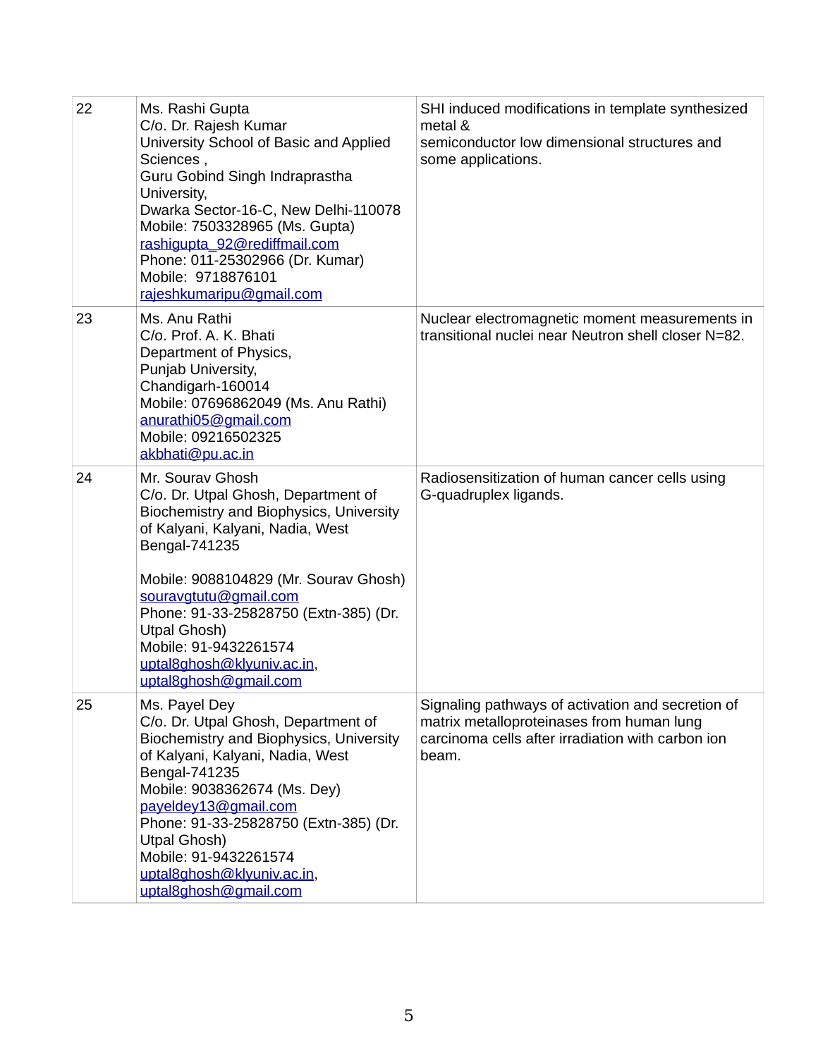| 22 | Ms. Rashi Gupta<br>C/o. Dr. Rajesh Kumar<br>University School of Basic and Applied Sciences ,<br>Guru Gobind Singh Indraprastha University,<br>Dwarka Sector-16-C, New Delhi-110078<br>Mobile: 7503328965 (Ms. Gupta)<br>rashigupta_92@rediffmail.com<br>Phone: 011-25302966 (Dr. Kumar)<br>Mobile: 9718876101<br>rajeshkumaripu@gmail.com | SHI induced modifications in template synthesized metal &<br>semiconductor low dimensional structures and some applications. |
|---|---|---|
| 23 | Ms. Anu Rathi<br>C/o. Prof. A. K. Bhati<br>Department of Physics,<br>Punjab University,<br>Chandigarh-160014<br>Mobile: 07696862049 (Ms. Anu Rathi)<br>anurathi05@gmail.com<br>Mobile: 09216502325<br>akbhati@pu.ac.in | Nuclear electromagnetic moment measurements in transitional nuclei near Neutron shell closer N=82. |
| 24 | Mr. Sourav Ghosh<br>C/o. Dr. Utpal Ghosh, Department of Biochemistry and Biophysics, University of Kalyani, Kalyani, Nadia, West Bengal-741235<br><br>Mobile: 9088104829 (Mr. Sourav Ghosh)<br>souravgtutu@gmail.com<br>Phone: 91-33-25828750 (Extn-385) (Dr. Utpal Ghosh)<br>Mobile: 91-9432261574<br>uptal8ghosh@klyuniv.ac.in,<br>uptal8ghosh@gmail.com | Radiosensitization of human cancer cells using G-quadruplex ligands. |
| 25 | Ms. Payel Dey<br>C/o. Dr. Utpal Ghosh, Department of Biochemistry and Biophysics, University of Kalyani, Kalyani, Nadia, West Bengal-741235<br>Mobile: 9038362674 (Ms. Dey)<br>payeldey13@gmail.com<br>Phone: 91-33-25828750 (Extn-385) (Dr. Utpal Ghosh)<br>Mobile: 91-9432261574<br>uptal8ghosh@klyuniv.ac.in,<br>uptal8ghosh@gmail.com | Signaling pathways of activation and secretion of matrix metalloproteinases from human lung carcinoma cells after irradiation with carbon ion beam. |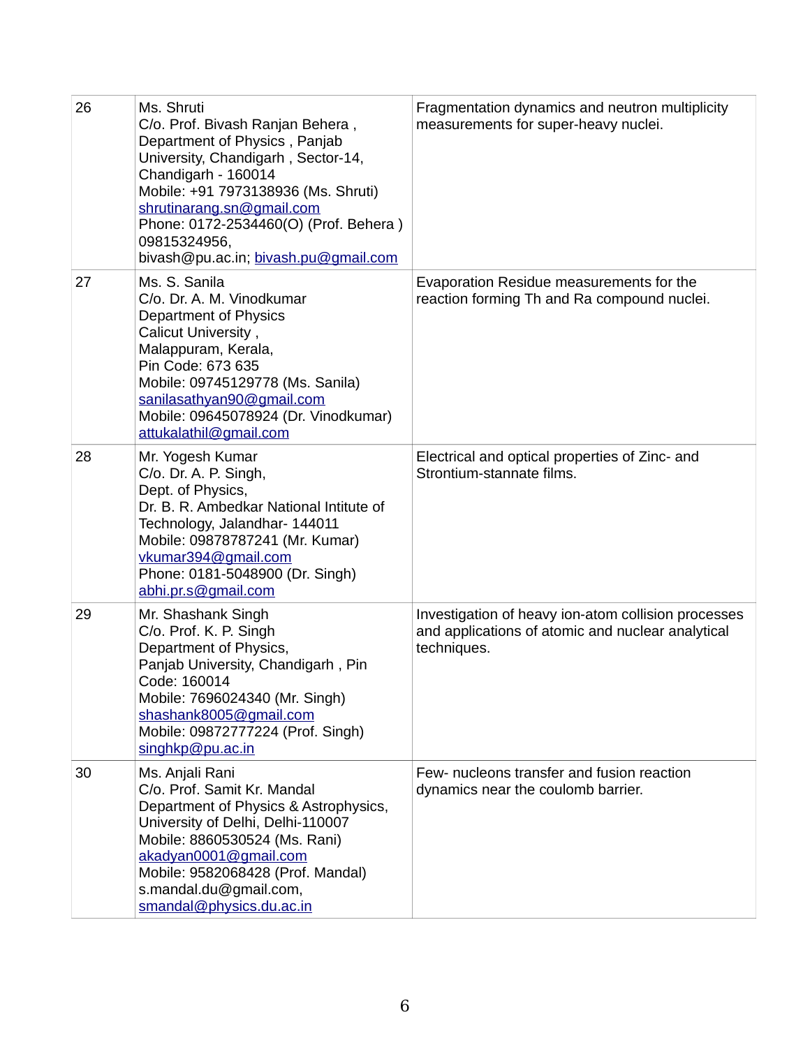| | | |
|---|---|---|
| 26 | Ms. Shruti<br>C/o. Prof. Bivash Ranjan Behera ,<br>Department of Physics , Panjab University, Chandigarh , Sector-14, Chandigarh - 160014<br>Mobile: +91 7973138936 (Ms. Shruti)<br>shrutinarang.sn@gmail.com<br>Phone: 0172-2534460(O) (Prof. Behera ) 09815324956,<br>bivash@pu.ac.in; bivash.pu@gmail.com | Fragmentation dynamics and neutron multiplicity measurements for super-heavy nuclei. |
| 27 | Ms. S. Sanila<br>C/o. Dr. A. M. Vinodkumar<br>Department of Physics<br>Calicut University ,<br>Malappuram, Kerala,<br>Pin Code: 673 635<br>Mobile: 09745129778 (Ms. Sanila)<br>sanilasathyan90@gmail.com<br>Mobile: 09645078924 (Dr. Vinodkumar)<br>attukalathil@gmail.com | Evaporation Residue measurements for the reaction forming Th and Ra compound nuclei. |
| 28 | Mr. Yogesh Kumar<br>C/o. Dr. A. P. Singh,<br>Dept. of Physics,<br>Dr. B. R. Ambedkar National Intitute of Technology, Jalandhar- 144011<br>Mobile: 09878787241 (Mr. Kumar)<br>vkumar394@gmail.com<br>Phone: 0181-5048900 (Dr. Singh)<br>abhi.pr.s@gmail.com | Electrical and optical properties of Zinc- and Strontium-stannate films. |
| 29 | Mr. Shashank Singh<br>C/o. Prof. K. P. Singh<br>Department of Physics,<br>Panjab University, Chandigarh , Pin Code: 160014<br>Mobile: 7696024340 (Mr. Singh)<br>shashank8005@gmail.com<br>Mobile: 09872777224 (Prof. Singh)<br>singhkp@pu.ac.in | Investigation of heavy ion-atom collision processes and applications of atomic and nuclear analytical techniques. |
| 30 | Ms. Anjali Rani<br>C/o. Prof. Samit Kr. Mandal<br>Department of Physics & Astrophysics, University of Delhi, Delhi-110007<br>Mobile: 8860530524 (Ms. Rani)<br>akadyan0001@gmail.com<br>Mobile: 9582068428 (Prof. Mandal)<br>s.mandal.du@gmail.com,<br>smandal@physics.du.ac.in | Few- nucleons transfer and fusion reaction dynamics near the coulomb barrier. |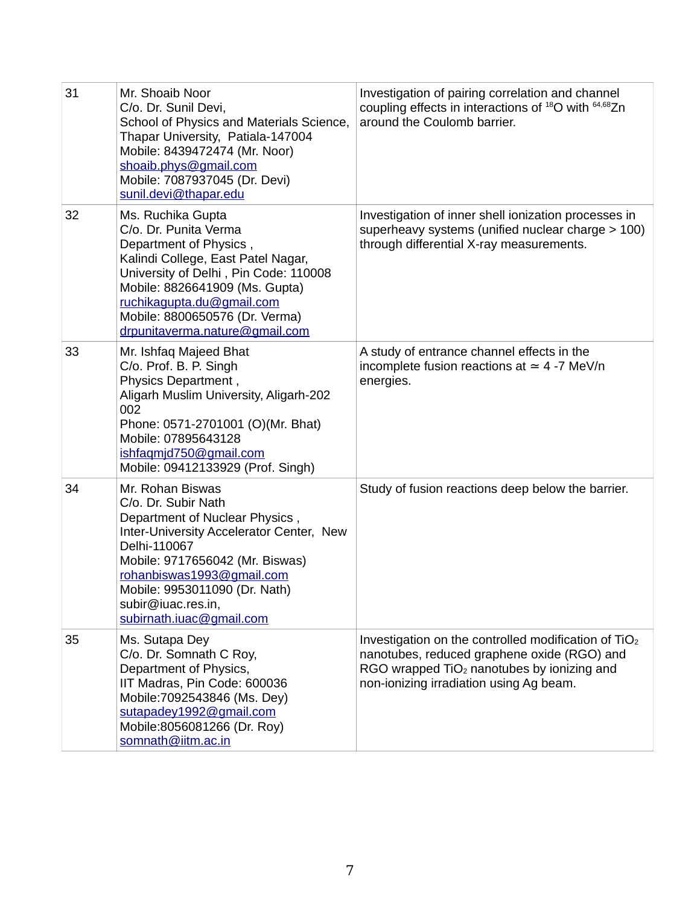| | | |
|---|---|---|
| 31 | Mr. Shoaib Noor<br>C/o. Dr. Sunil Devi,<br>School of Physics and Materials Science,<br>Thapar University, Patiala-147004<br>Mobile: 8439472474 (Mr. Noor)<br>shoaib.phys@gmail.com<br>Mobile: 7087937045 (Dr. Devi)<br>sunil.devi@thapar.edu | Investigation of pairing correlation and channel coupling effects in interactions of $^{18}$O with $^{64,68}$Zn around the Coulomb barrier. |
| 32 | Ms. Ruchika Gupta<br>C/o. Dr. Punita Verma<br>Department of Physics ,<br>Kalindi College, East Patel Nagar,<br>University of Delhi , Pin Code: 110008<br>Mobile: 8826641909 (Ms. Gupta)<br>ruchikagupta.du@gmail.com<br>Mobile: 8800650576 (Dr. Verma)<br>drpunitaverma.nature@gmail.com | Investigation of inner shell ionization processes in superheavy systems (unified nuclear charge > 100) through differential X-ray measurements. |
| 33 | Mr. Ishfaq Majeed Bhat<br>C/o. Prof. B. P. Singh<br>Physics Department ,<br>Aligarh Muslim University, Aligarh-202 002<br>Phone: 0571-2701001 (O)(Mr. Bhat)<br>Mobile: 07895643128<br>ishfaqmjd750@gmail.com<br>Mobile: 09412133929 (Prof. Singh) | A study of entrance channel effects in the incomplete fusion reactions at $\simeq$ 4 -7 MeV/n energies. |
| 34 | Mr. Rohan Biswas<br>C/o. Dr. Subir Nath<br>Department of Nuclear Physics ,<br>Inter-University Accelerator Center, New Delhi-110067<br>Mobile: 9717656042 (Mr. Biswas)<br>rohanbiswas1993@gmail.com<br>Mobile: 9953011090 (Dr. Nath)<br>subir@iuac.res.in,<br>subirnath.iuac@gmail.com | Study of fusion reactions deep below the barrier. |
| 35 | Ms. Sutapa Dey<br>C/o. Dr. Somnath C Roy,<br>Department of Physics,<br>IIT Madras, Pin Code: 600036<br>Mobile:7092543846 (Ms. Dey)<br>sutapadey1992@gmail.com<br>Mobile:8056081266 (Dr. Roy)<br>somnath@iitm.ac.in | Investigation on the controlled modification of $TiO_2$ nanotubes, reduced graphene oxide (RGO) and RGO wrapped $TiO_2$ nanotubes by ionizing and non-ionizing irradiation using Ag beam. |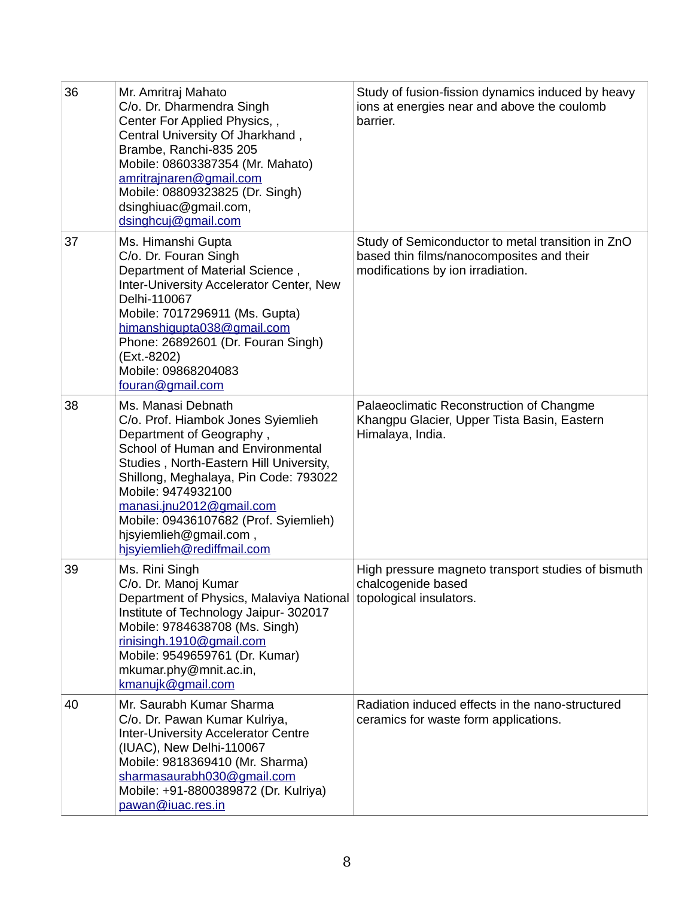| | | |
|---|---|---|
| 36 | Mr. Amritraj Mahato<br>C/o. Dr. Dharmendra Singh<br>Center For Applied Physics, ,<br>Central University Of Jharkhand ,<br>Brambe, Ranchi-835 205<br>Mobile: 08603387354 (Mr. Mahato)<br>amritrajnaren@gmail.com<br>Mobile: 08809323825 (Dr. Singh)<br>dsinghiuac@gmail.com,<br>dsinghcuj@gmail.com | Study of fusion-fission dynamics induced by heavy ions at energies near and above the coulomb barrier. |
| 37 | Ms. Himanshi Gupta<br>C/o. Dr. Fouran Singh<br>Department of Material Science ,<br>Inter-University Accelerator Center, New Delhi-110067<br>Mobile: 7017296911 (Ms. Gupta)<br>himanshigupta038@gmail.com<br>Phone: 26892601 (Dr. Fouran Singh) (Ext.-8202)<br>Mobile: 09868204083<br>fouran@gmail.com | Study of Semiconductor to metal transition in ZnO based thin films/nanocomposites and their modifications by ion irradiation. |
| 38 | Ms. Manasi Debnath<br>C/o. Prof. Hiambok Jones Syiemlieh<br>Department of Geography ,<br>School of Human and Environmental Studies , North-Eastern Hill University, Shillong, Meghalaya, Pin Code: 793022<br>Mobile: 9474932100<br>manasi.jnu2012@gmail.com<br>Mobile: 09436107682 (Prof. Syiemlieh)<br>hjsyiemlieh@gmail.com ,<br>hjsyiemlieh@rediffmail.com | Palaeoclimatic Reconstruction of Changme Khangpu Glacier, Upper Tista Basin, Eastern Himalaya, India. |
| 39 | Ms. Rini Singh<br>C/o. Dr. Manoj Kumar<br>Department of Physics, Malaviya National Institute of Technology Jaipur- 302017<br>Mobile: 9784638708 (Ms. Singh)<br>rinisingh.1910@gmail.com<br>Mobile: 9549659761 (Dr. Kumar)<br>mkumar.phy@mnit.ac.in,<br>kmanujk@gmail.com | High pressure magneto transport studies of bismuth chalcogenide based topological insulators. |
| 40 | Mr. Saurabh Kumar Sharma<br>C/o. Dr. Pawan Kumar Kulriya,<br>Inter-University Accelerator Centre (IUAC), New Delhi-110067<br>Mobile: 9818369410 (Mr. Sharma)<br>sharmasaurabh030@gmail.com<br>Mobile: +91-8800389872 (Dr. Kulriya)<br>pawan@iuac.res.in | Radiation induced effects in the nano-structured ceramics for waste form applications. |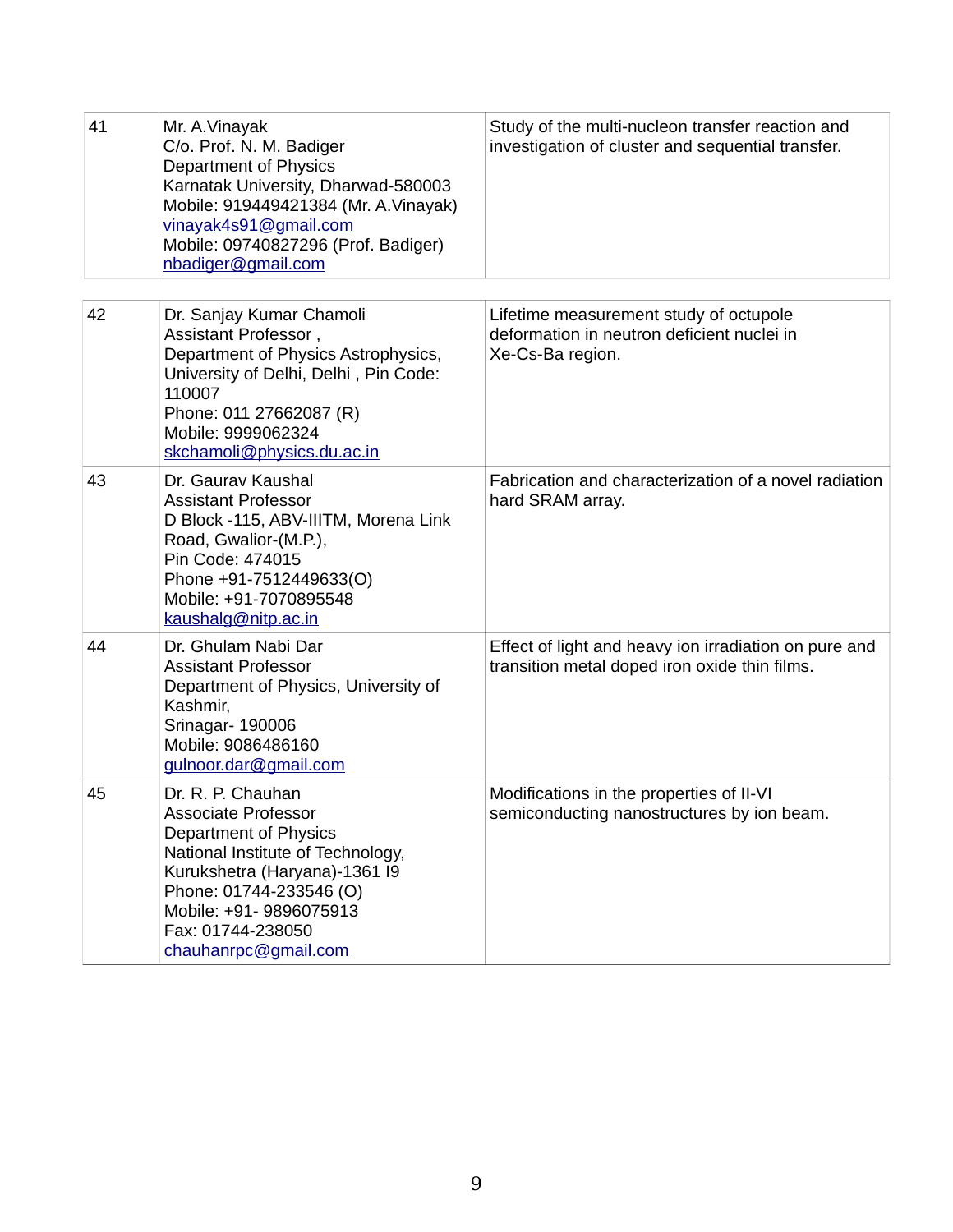| | | |
|---|---|---|
| 41 | Mr. A.Vinayak<br>C/o. Prof. N. M. Badiger<br>Department of Physics<br>Karnatak University, Dharwad-580003<br>Mobile: 919449421384 (Mr. A.Vinayak)<br>vinayak4s91@gmail.com<br>Mobile: 09740827296 (Prof. Badiger)<br>nbadiger@gmail.com | Study of the multi-nucleon transfer reaction and investigation of cluster and sequential transfer. |
| 42 | Dr. Sanjay Kumar Chamoli<br>Assistant Professor ,<br>Department of Physics Astrophysics,<br>University of Delhi, Delhi , Pin Code: 110007<br>Phone: 011 27662087 (R)<br>Mobile: 9999062324<br>skchamoli@physics.du.ac.in | Lifetime measurement study of octupole deformation in neutron deficient nuclei in Xe-Cs-Ba region. |
| 43 | Dr. Gaurav Kaushal<br>Assistant Professor<br>D Block -115, ABV-IIITM, Morena Link Road, Gwalior-(M.P.),<br>Pin Code: 474015<br>Phone +91-7512449633(O)<br>Mobile: +91-7070895548<br>kaushalg@nitp.ac.in | Fabrication and characterization of a novel radiation hard SRAM array. |
| 44 | Dr. Ghulam Nabi Dar<br>Assistant Professor<br>Department of Physics, University of Kashmir,<br>Srinagar- 190006<br>Mobile: 9086486160<br>gulnoor.dar@gmail.com | Effect of light and heavy ion irradiation on pure and transition metal doped iron oxide thin films. |
| 45 | Dr. R. P. Chauhan<br>Associate Professor<br>Department of Physics<br>National Institute of Technology,<br>Kurukshetra (Haryana)-1361 I9<br>Phone: 01744-233546 (O)<br>Mobile: +91- 9896075913<br>Fax: 01744-238050<br>chauhanrpc@gmail.com | Modifications in the properties of II-VI semiconducting nanostructures by ion beam. |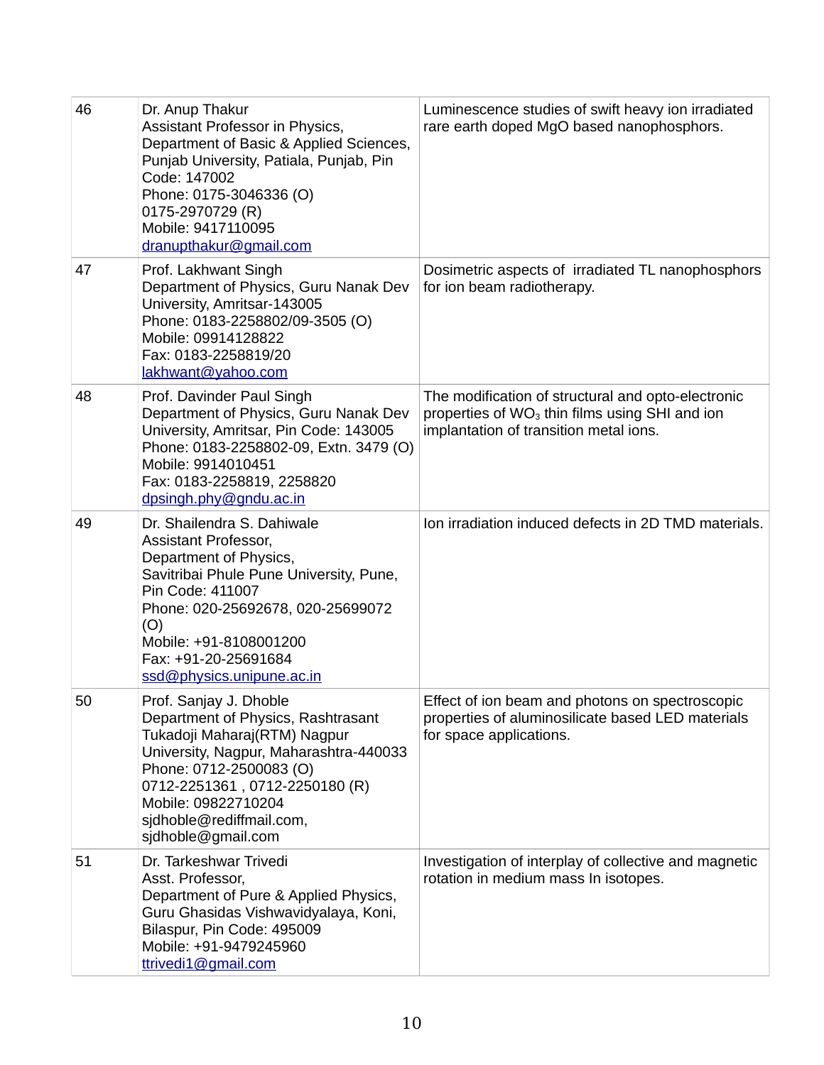| | | |
|---|---|---|
| 46 | Dr. Anup Thakur<br>Assistant Professor in Physics,<br>Department of Basic & Applied Sciences,<br>Punjab University, Patiala, Punjab, Pin Code: 147002<br>Phone: 0175-3046336 (O)<br>0175-2970729 (R)<br>Mobile: 9417110095<br>dranupthakur@gmail.com | Luminescence studies of swift heavy ion irradiated rare earth doped MgO based nanophosphors. |
| 47 | Prof. Lakhwant Singh<br>Department of Physics, Guru Nanak Dev University, Amritsar-143005<br>Phone: 0183-2258802/09-3505 (O)<br>Mobile: 09914128822<br>Fax: 0183-2258819/20<br>lakhwant@yahoo.com | Dosimetric aspects of irradiated TL nanophosphors for ion beam radiotherapy. |
| 48 | Prof. Davinder Paul Singh<br>Department of Physics, Guru Nanak Dev University, Amritsar, Pin Code: 143005<br>Phone: 0183-2258802-09, Extn. 3479 (O)<br>Mobile: 9914010451<br>Fax: 0183-2258819, 2258820<br>dpsingh.phy@gndu.ac.in | The modification of structural and opto-electronic properties of $WO_3$ thin films using SHI and ion implantation of transition metal ions. |
| 49 | Dr. Shailendra S. Dahiwale<br>Assistant Professor,<br>Department of Physics,<br>Savitribai Phule Pune University, Pune, Pin Code: 411007<br>Phone: 020-25692678, 020-25699072 (O)<br>Mobile: +91-8108001200<br>Fax: +91-20-25691684<br>ssd@physics.unipune.ac.in | Ion irradiation induced defects in 2D TMD materials. |
| 50 | Prof. Sanjay J. Dhoble<br>Department of Physics, Rashtrasant Tukadoji Maharaj(RTM) Nagpur University, Nagpur, Maharashtra-440033<br>Phone: 0712-2500083 (O)<br>0712-2251361 , 0712-2250180 (R)<br>Mobile: 09822710204<br>sjdhoble@rediffmail.com,<br>sjdhoble@gmail.com | Effect of ion beam and photons on spectroscopic properties of aluminosilicate based LED materials for space applications. |
| 51 | Dr. Tarkeshwar Trivedi<br>Asst. Professor,<br>Department of Pure & Applied Physics,<br>Guru Ghasidas Vishwavidyalaya, Koni, Bilaspur, Pin Code: 495009<br>Mobile: +91-9479245960<br>ttrivedi1@gmail.com | Investigation of interplay of collective and magnetic rotation in medium mass In isotopes. |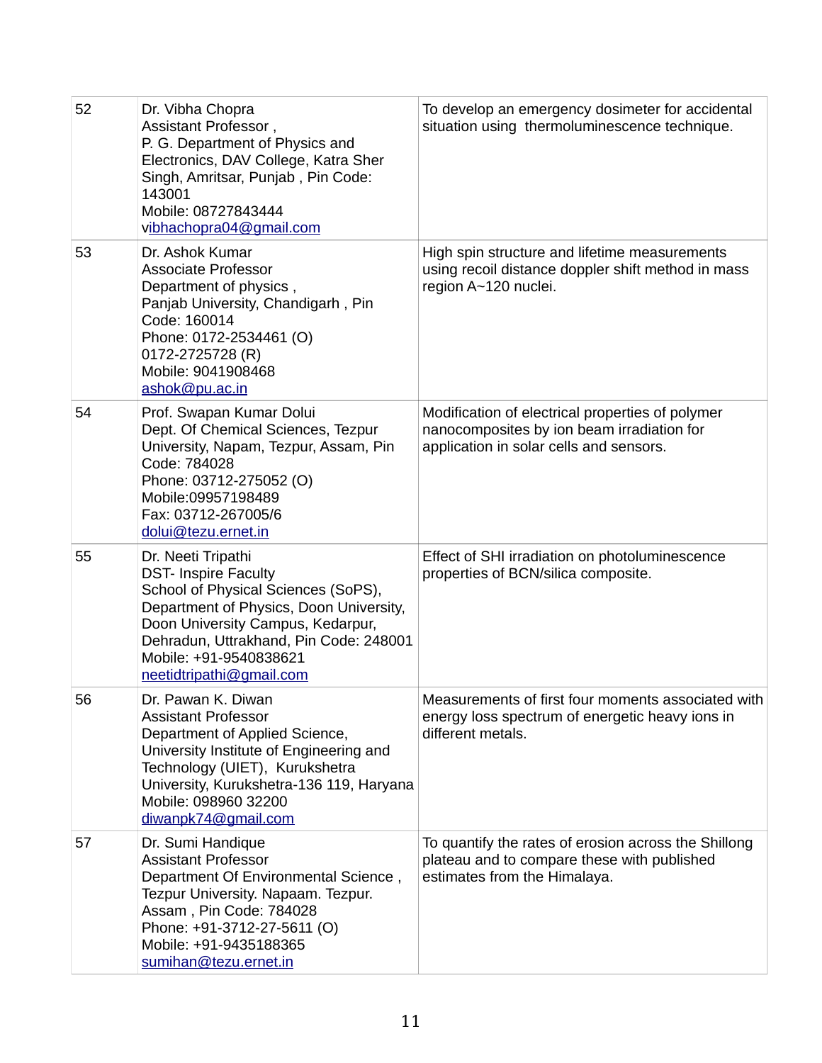| 52 | Dr. Vibha Chopra<br>Assistant Professor ,<br>P. G. Department of Physics and Electronics, DAV College, Katra Sher Singh, Amritsar, Punjab , Pin Code: 143001<br>Mobile: 08727843444<br>vibhachopra04@gmail.com | To develop an emergency dosimeter for accidental situation using thermoluminescence technique. |
|---|---|---|
| 53 | Dr. Ashok Kumar<br>Associate Professor<br>Department of physics ,<br>Panjab University, Chandigarh , Pin Code: 160014<br>Phone: 0172-2534461 (O)<br>0172-2725728 (R)<br>Mobile: 9041908468<br>ashok@pu.ac.in | High spin structure and lifetime measurements using recoil distance doppler shift method in mass region A~120 nuclei. |
| 54 | Prof. Swapan Kumar Dolui<br>Dept. Of Chemical Sciences, Tezpur University, Napam, Tezpur, Assam, Pin Code: 784028<br>Phone: 03712-275052 (O)<br>Mobile:09957198489<br>Fax: 03712-267005/6<br>dolui@tezu.ernet.in | Modification of electrical properties of polymer nanocomposites by ion beam irradiation for application in solar cells and sensors. |
| 55 | Dr. Neeti Tripathi<br>DST- Inspire Faculty<br>School of Physical Sciences (SoPS), Department of Physics, Doon University, Doon University Campus, Kedarpur, Dehradun, Uttrakhand, Pin Code: 248001<br>Mobile: +91-9540838621<br>neetidtripathi@gmail.com | Effect of SHI irradiation on photoluminescence properties of BCN/silica composite. |
| 56 | Dr. Pawan K. Diwan<br>Assistant Professor<br>Department of Applied Science, University Institute of Engineering and Technology (UIET), Kurukshetra University, Kurukshetra-136 119, Haryana<br>Mobile: 098960 32200<br>diwanpk74@gmail.com | Measurements of first four moments associated with energy loss spectrum of energetic heavy ions in different metals. |
| 57 | Dr. Sumi Handique<br>Assistant Professor<br>Department Of Environmental Science , Tezpur University. Napaam. Tezpur. Assam , Pin Code: 784028<br>Phone: +91-3712-27-5611 (O)<br>Mobile: +91-9435188365<br>sumihan@tezu.ernet.in | To quantify the rates of erosion across the Shillong plateau and to compare these with published estimates from the Himalaya. |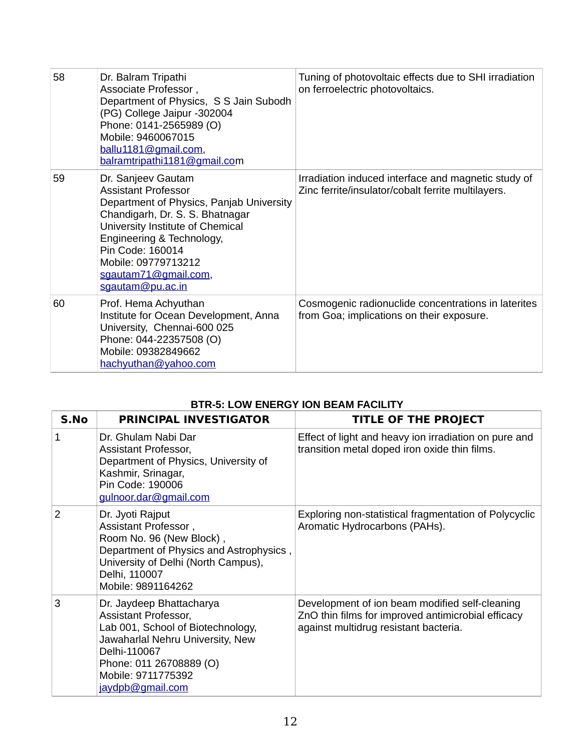| | | |
|---|---|---|
| 58 | Dr. Balram Tripathi<br>Associate Professor ,<br>Department of Physics, S S Jain Subodh (PG) College Jaipur -302004<br>Phone: 0141-2565989 (O)<br>Mobile: 9460067015<br>ballu1181@gmail.com,<br>balramtripathi1181@gmail.com | Tuning of photovoltaic effects due to SHI irradiation on ferroelectric photovoltaics. |
| 59 | Dr. Sanjeev Gautam<br>Assistant Professor<br>Department of Physics, Panjab University Chandigarh, Dr. S. S. Bhatnagar University Institute of Chemical Engineering & Technology,<br>Pin Code: 160014<br>Mobile: 09779713212<br>sgautam71@gmail.com,<br>sgautam@pu.ac.in | Irradiation induced interface and magnetic study of Zinc ferrite/insulator/cobalt ferrite multilayers. |
| 60 | Prof. Hema Achyuthan<br>Institute for Ocean Development, Anna University, Chennai-600 025<br>Phone: 044-22357508 (O)<br>Mobile: 09382849662<br>hachyuthan@yahoo.com | Cosmogenic radionuclide concentrations in laterites from Goa; implications on their exposure. |

**BTR-5: LOW ENERGY ION BEAM FACILITY**

| S.No | PRINCIPAL INVESTIGATOR | TITLE OF THE PROJECT |
|---|---|---|
| 1 | Dr. Ghulam Nabi Dar<br>Assistant Professor,<br>Department of Physics, University of Kashmir, Srinagar,<br>Pin Code: 190006<br>gulnoor.dar@gmail.com | Effect of light and heavy ion irradiation on pure and transition metal doped iron oxide thin films. |
| 2 | Dr. Jyoti Rajput<br>Assistant Professor ,<br>Room No. 96 (New Block) ,<br>Department of Physics and Astrophysics , University of Delhi (North Campus), Delhi, 110007<br>Mobile: 9891164262 | Exploring non-statistical fragmentation of Polycyclic Aromatic Hydrocarbons (PAHs). |
| 3 | Dr. Jaydeep Bhattacharya<br>Assistant Professor,<br>Lab 001, School of Biotechnology, Jawaharlal Nehru University, New Delhi-110067<br>Phone: 011 26708889 (O)<br>Mobile: 9711775392<br>jaydpb@gmail.com | Development of ion beam modified self-cleaning ZnO thin films for improved antimicrobial efficacy against multidrug resistant bacteria. |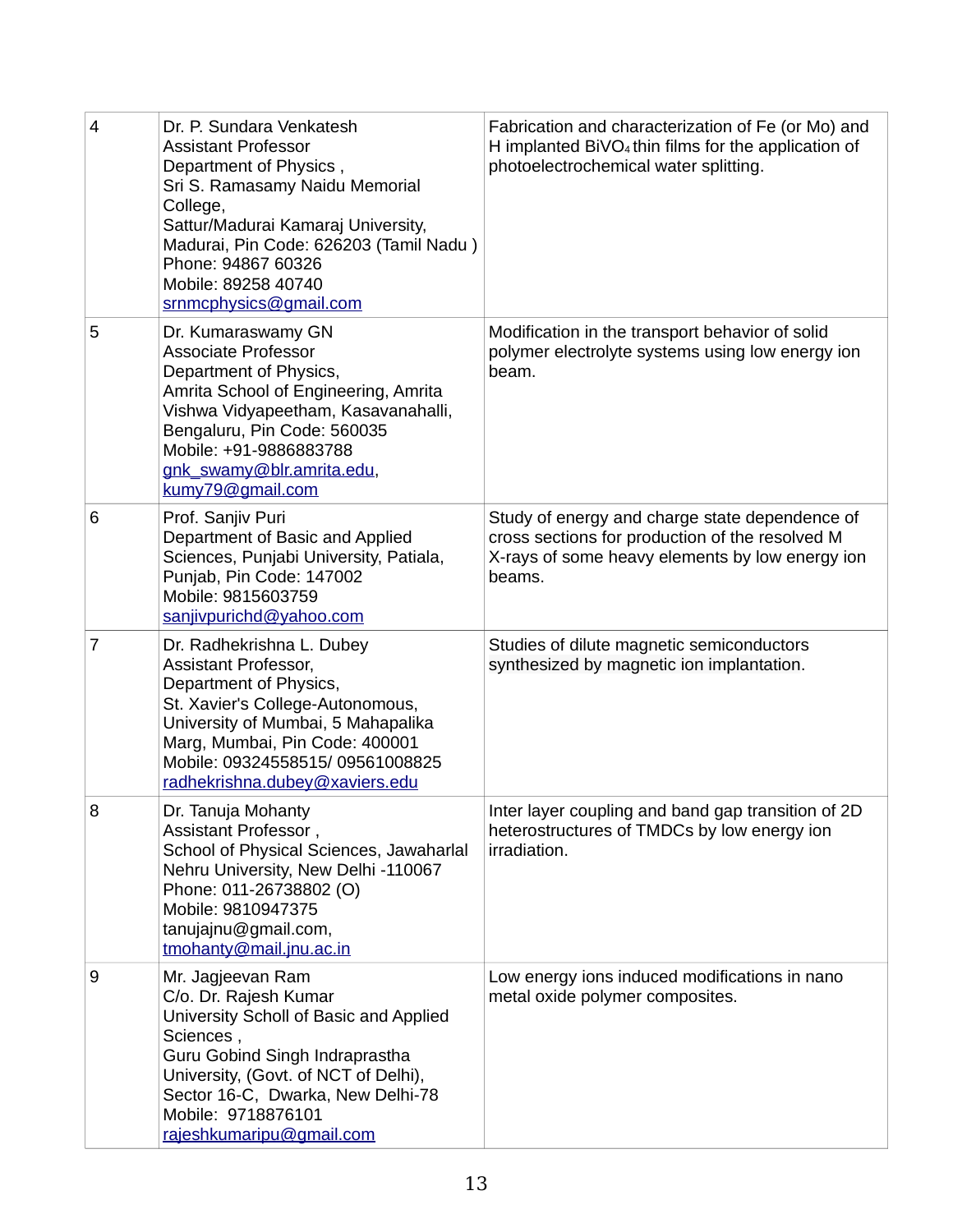| | | |
|---|---|---|
| 4 | Dr. P. Sundara Venkatesh<br>Assistant Professor<br>Department of Physics ,<br>Sri S. Ramasamy Naidu Memorial College,<br>Sattur/Madurai Kamaraj University, Madurai, Pin Code: 626203 (Tamil Nadu )<br>Phone: 94867 60326<br>Mobile: 89258 40740<br>srnmcphysics@gmail.com | Fabrication and characterization of Fe (or Mo) and H implanted $BiVO_4$ thin films for the application of photoelectrochemical water splitting. |
| 5 | Dr. Kumaraswamy GN<br>Associate Professor<br>Department of Physics,<br>Amrita School of Engineering, Amrita Vishwa Vidyapeetham, Kasavanahalli, Bengaluru, Pin Code: 560035<br>Mobile: +91-9886883788<br>gnk_swamy@blr.amrita.edu, kumy79@gmail.com | Modification in the transport behavior of solid polymer electrolyte systems using low energy ion beam. |
| 6 | Prof. Sanjiv Puri<br>Department of Basic and Applied Sciences, Punjabi University, Patiala, Punjab, Pin Code: 147002<br>Mobile: 9815603759<br>sanjivpurichd@yahoo.com | Study of energy and charge state dependence of cross sections for production of the resolved M X-rays of some heavy elements by low energy ion beams. |
| 7 | Dr. Radhekrishna L. Dubey<br>Assistant Professor,<br>Department of Physics,<br>St. Xavier's College-Autonomous, University of Mumbai, 5 Mahapalika Marg, Mumbai, Pin Code: 400001<br>Mobile: 09324558515/ 09561008825<br>radhekrishna.dubey@xaviers.edu | Studies of dilute magnetic semiconductors synthesized by magnetic ion implantation. |
| 8 | Dr. Tanuja Mohanty<br>Assistant Professor ,<br>School of Physical Sciences, Jawaharlal Nehru University, New Delhi -110067<br>Phone: 011-26738802 (O)<br>Mobile: 9810947375<br>tanujajnu@gmail.com, tmohanty@mail.jnu.ac.in | Inter layer coupling and band gap transition of 2D heterostructures of TMDCs by low energy ion irradiation. |
| 9 | Mr. Jagjeevan Ram<br>C/o. Dr. Rajesh Kumar<br>University Scholl of Basic and Applied Sciences ,<br>Guru Gobind Singh Indraprastha University, (Govt. of NCT of Delhi), Sector 16-C, Dwarka, New Delhi-78<br>Mobile: 9718876101<br>rajeshkumaripu@gmail.com | Low energy ions induced modifications in nano metal oxide polymer composites. |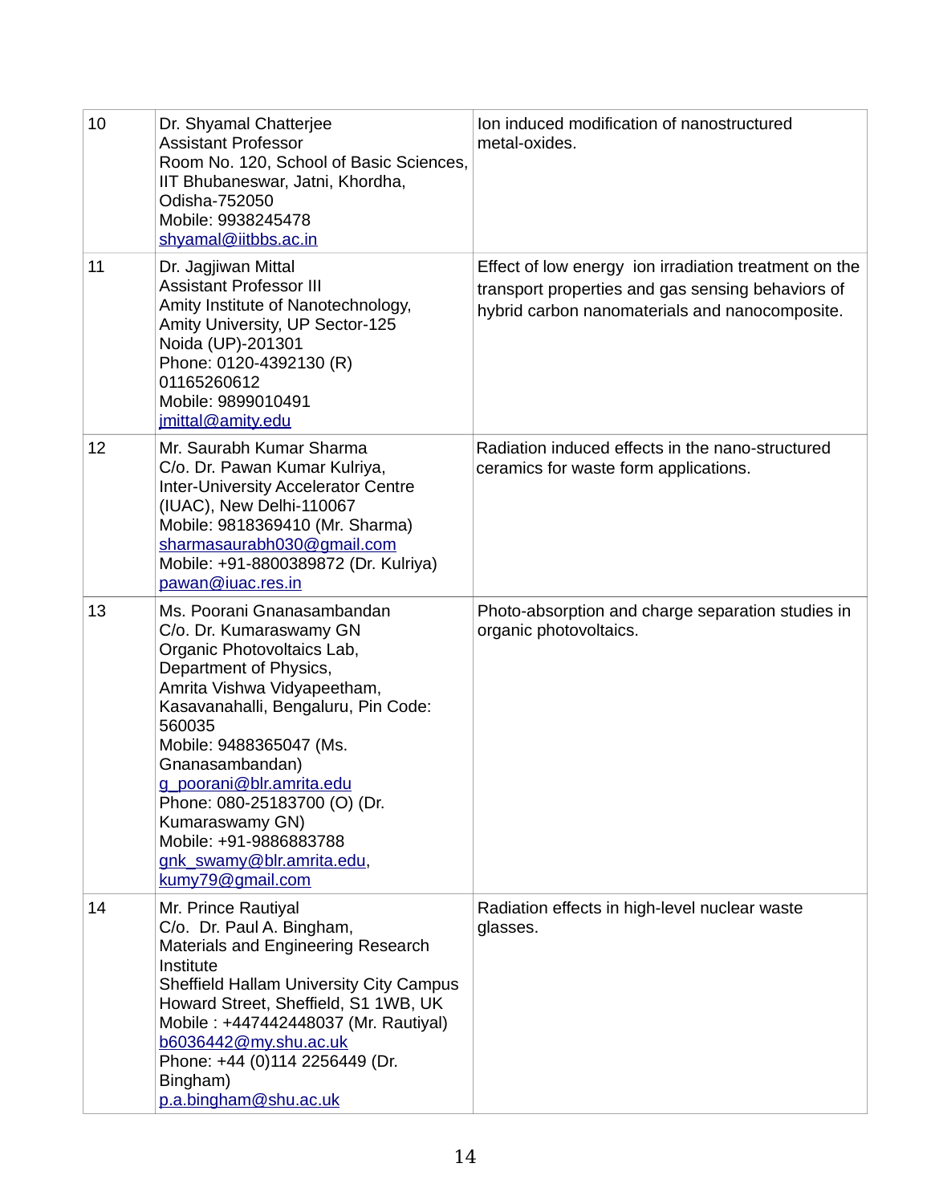| | | |
|---|---|---|
| 10 | Dr. Shyamal Chatterjee<br>Assistant Professor<br>Room No. 120, School of Basic Sciences, IIT Bhubaneswar, Jatni, Khordha, Odisha-752050<br>Mobile: 9938245478<br>shyamal@iitbbs.ac.in | Ion induced modification of nanostructured metal-oxides. |
| 11 | Dr. Jagjiwan Mittal<br>Assistant Professor III<br>Amity Institute of Nanotechnology, Amity University, UP Sector-125<br>Noida (UP)-201301<br>Phone: 0120-4392130 (R)<br>01165260612<br>Mobile: 9899010491<br>jmittal@amity.edu | Effect of low energy ion irradiation treatment on the transport properties and gas sensing behaviors of hybrid carbon nanomaterials and nanocomposite. |
| 12 | Mr. Saurabh Kumar Sharma<br>C/o. Dr. Pawan Kumar Kulriya,<br>Inter-University Accelerator Centre (IUAC), New Delhi-110067<br>Mobile: 9818369410 (Mr. Sharma)<br>sharmasaurabh030@gmail.com<br>Mobile: +91-8800389872 (Dr. Kulriya)<br>pawan@iuac.res.in | Radiation induced effects in the nano-structured ceramics for waste form applications. |
| 13 | Ms. Poorani Gnanasambandan<br>C/o. Dr. Kumaraswamy GN<br>Organic Photovoltaics Lab,<br>Department of Physics,<br>Amrita Vishwa Vidyapeetham,<br>Kasavanahalli, Bengaluru, Pin Code: 560035<br>Mobile: 9488365047 (Ms. Gnanasambandan)<br>g_poorani@blr.amrita.edu<br>Phone: 080-25183700 (O) (Dr. Kumaraswamy GN)<br>Mobile: +91-9886883788<br>gnk_swamy@blr.amrita.edu, kumy79@gmail.com | Photo-absorption and charge separation studies in organic photovoltaics. |
| 14 | Mr. Prince Rautiyal<br>C/o. Dr. Paul A. Bingham,<br>Materials and Engineering Research Institute<br>Sheffield Hallam University City Campus<br>Howard Street, Sheffield, S1 1WB, UK<br>Mobile : +447442448037 (Mr. Rautiyal)<br>b6036442@my.shu.ac.uk<br>Phone: +44 (0)114 2256449 (Dr. Bingham)<br>p.a.bingham@shu.ac.uk | Radiation effects in high-level nuclear waste glasses. |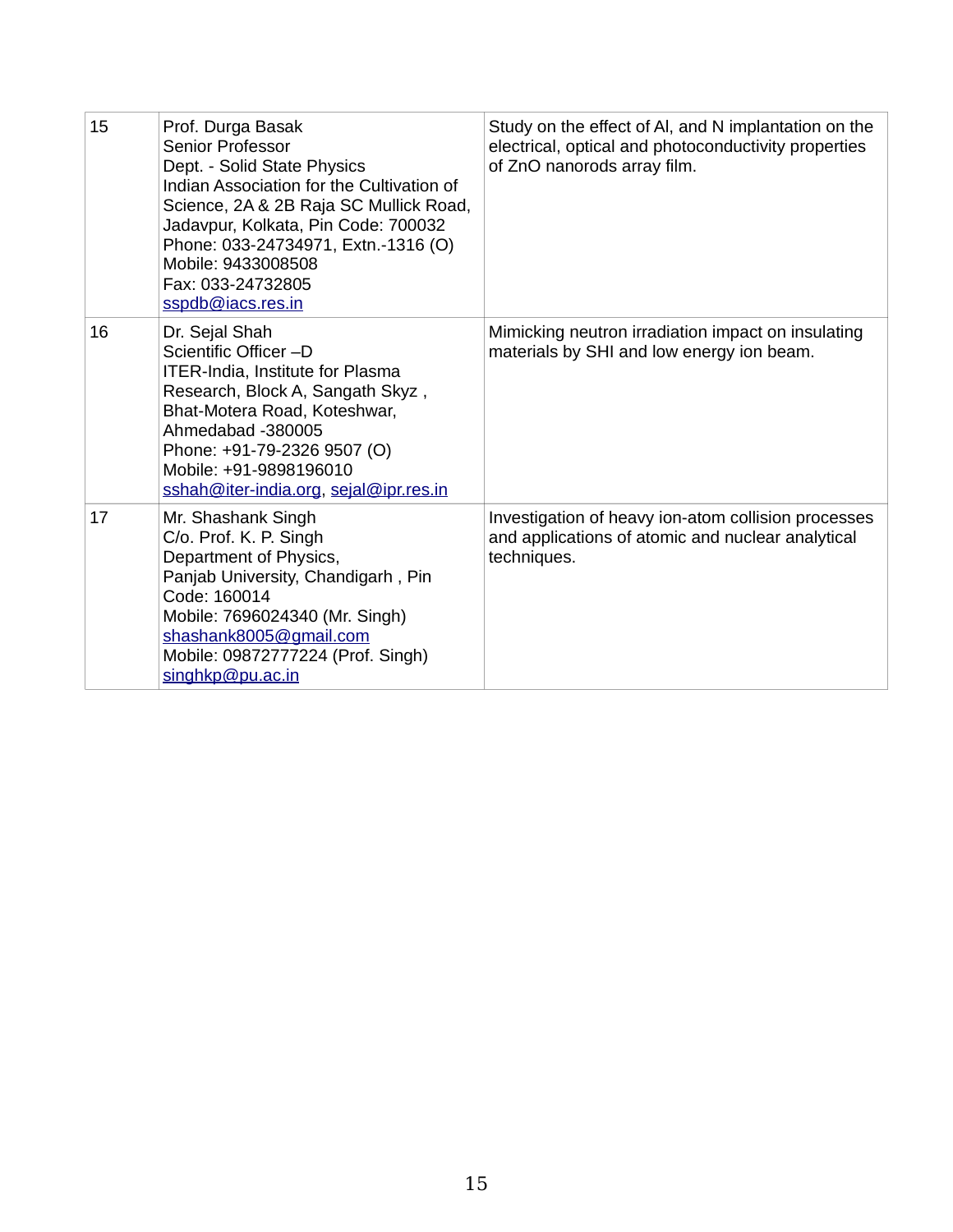| | | |
|---|---|---|
| 15 | Prof. Durga Basak<br>Senior Professor<br>Dept. - Solid State Physics<br>Indian Association for the Cultivation of Science, 2A & 2B Raja SC Mullick Road, Jadavpur, Kolkata, Pin Code: 700032<br>Phone: 033-24734971, Extn.-1316 (O)<br>Mobile: 9433008508<br>Fax: 033-24732805<br>sspdb@iacs.res.in | Study on the effect of Al, and N implantation on the electrical, optical and photoconductivity properties of ZnO nanorods array film. |
| 16 | Dr. Sejal Shah<br>Scientific Officer –D<br>ITER-India, Institute for Plasma Research, Block A, Sangath Skyz , Bhat-Motera Road, Koteshwar, Ahmedabad -380005<br>Phone: +91-79-2326 9507 (O)<br>Mobile: +91-9898196010<br>sshah@iter-india.org, sejal@ipr.res.in | Mimicking neutron irradiation impact on insulating materials by SHI and low energy ion beam. |
| 17 | Mr. Shashank Singh<br>C/o. Prof. K. P. Singh<br>Department of Physics,<br>Panjab University, Chandigarh , Pin Code: 160014<br>Mobile: 7696024340 (Mr. Singh)<br>shashank8005@gmail.com<br>Mobile: 09872777224 (Prof. Singh)<br>singhkp@pu.ac.in | Investigation of heavy ion-atom collision processes and applications of atomic and nuclear analytical techniques. |